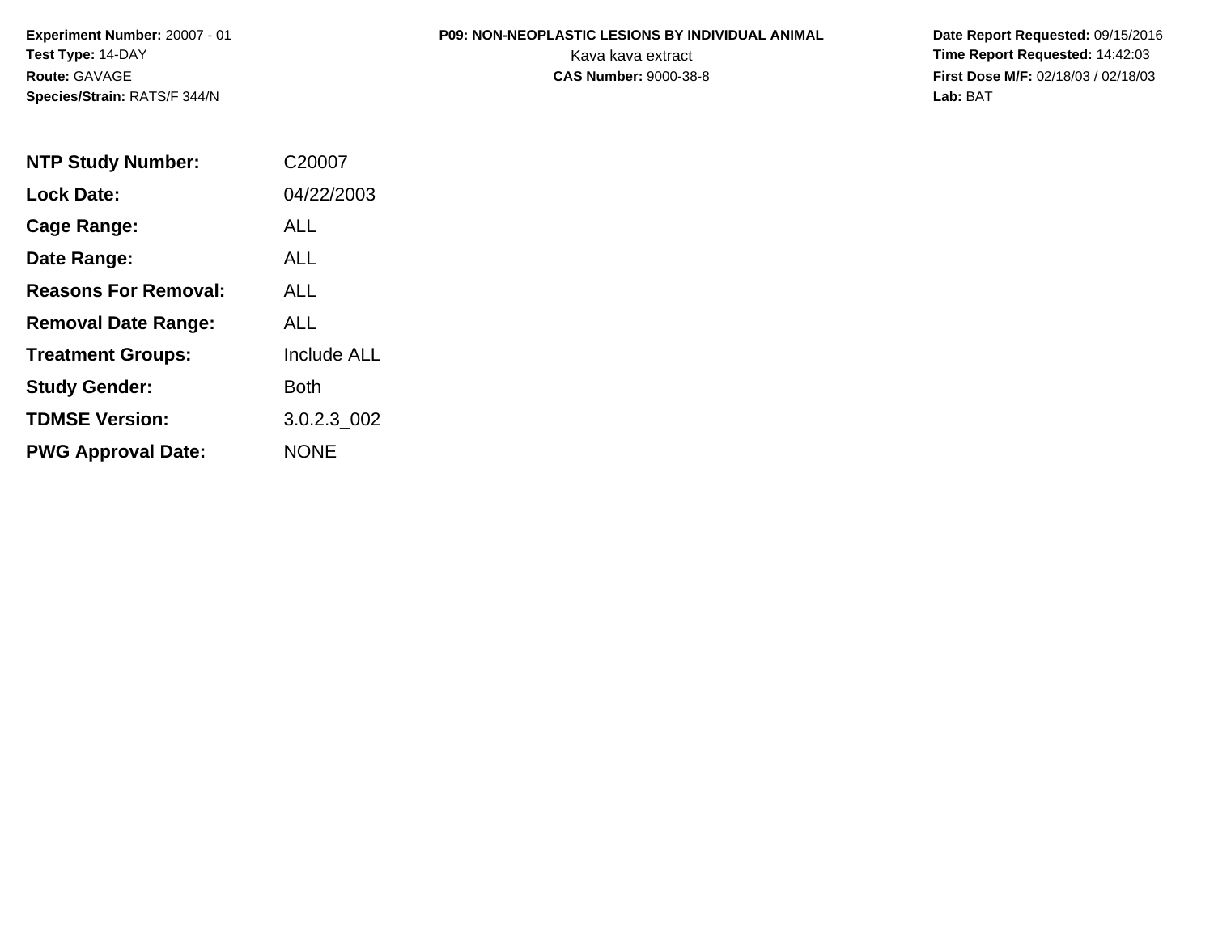**Experiment Number:** 20007 - 01
**Test Type:** 14-DAY
**Route:** GAVAGE
**Species/Strain:** RATS/F 344/N

**P09: NON-NEOPLASTIC LESIONS BY INDIVIDUAL ANIMAL**
Kava kava extract
**CAS Number:** 9000-38-8

**Date Report Requested:** 09/15/2016
**Time Report Requested:** 14:42:03
**First Dose M/F:** 02/18/03 / 02/18/03
**Lab:** BAT

| | |
|---|---|
| **NTP Study Number:** | C20007 |
| **Lock Date:** | 04/22/2003 |
| **Cage Range:** | ALL |
| **Date Range:** | ALL |
| **Reasons For Removal:** | ALL |
| **Removal Date Range:** | ALL |
| **Treatment Groups:** | Include ALL |
| **Study Gender:** | Both |
| **TDMSE Version:** | 3.0.2.3_002 |
| **PWG Approval Date:** | NONE |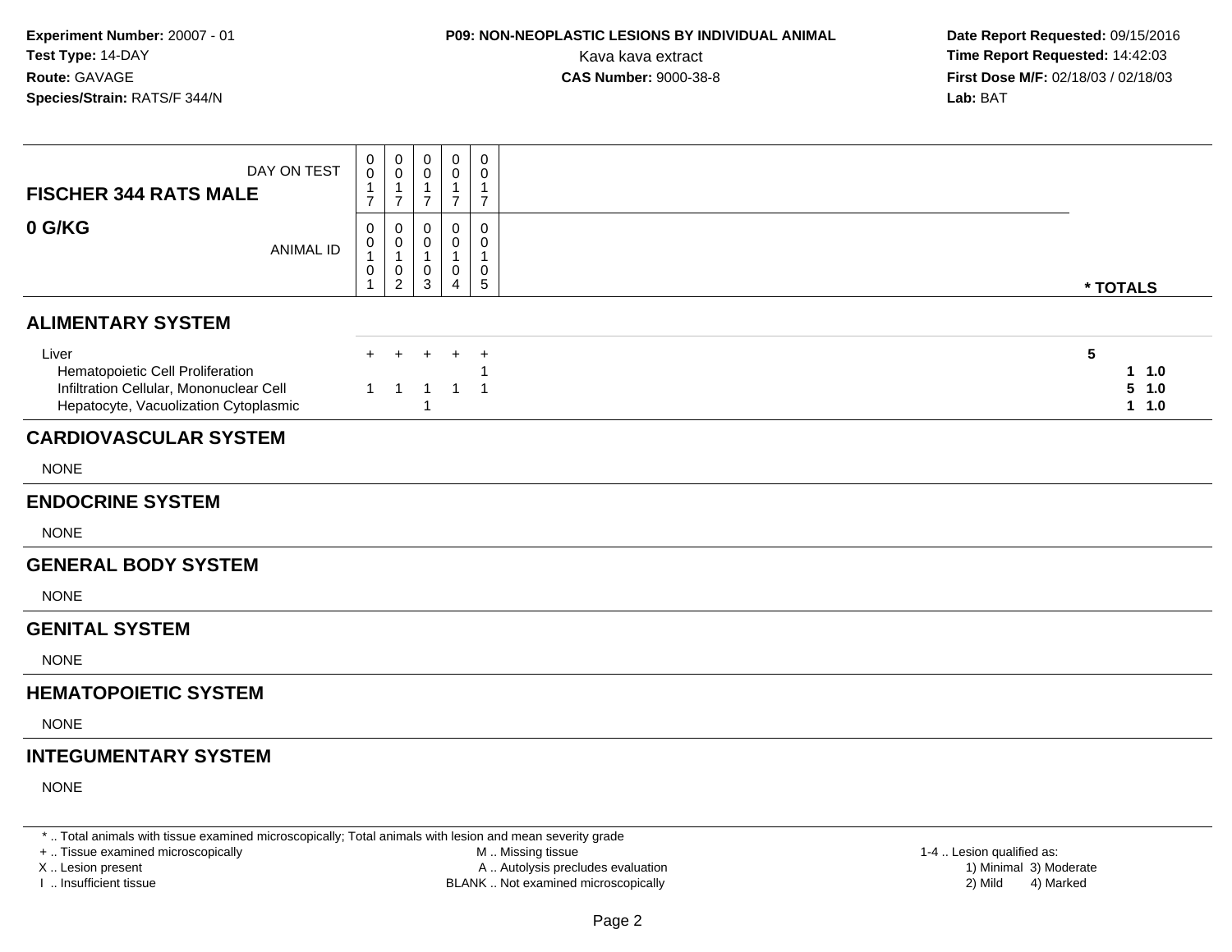**Experiment Number:** 20007 - 01
**Test Type:** 14-DAY
**Route:** GAVAGE
**Species/Strain:** RATS/F 344/N

**P09: NON-NEOPLASTIC LESIONS BY INDIVIDUAL ANIMAL**
Kava kava extract
**CAS Number:** 9000-38-8

**Date Report Requested:** 09/15/2016
**Time Report Requested:** 14:42:03
**First Dose M/F:** 02/18/03 / 02/18/03
**Lab:** BAT

| FISCHER 344 RATS MALE / 0 G/KG | | | | | | |
|---|---|---|---|---|---|---|
| DAY ON TEST | 0017 | 0017 | 0017 | 0017 | 0017 | |
| ANIMAL ID | 00101 | 00102 | 00103 | 00104 | 00105 | * TOTALS |
| **ALIMENTARY SYSTEM** | | | | | | |
| Liver | + | + | + | + | + | **5** |
| Hematopoietic Cell Proliferation | | | | | 1 | **1 1.0** |
| Infiltration Cellular, Mononuclear Cell | 1 | 1 | 1 | 1 | 1 | **5 1.0** |
| Hepatocyte, Vacuolization Cytoplasmic | | | 1 | | | **1 1.0** |
| **CARDIOVASCULAR SYSTEM** | | | | | | |
| NONE | | | | | | |
| **ENDOCRINE SYSTEM** | | | | | | |
| NONE | | | | | | |
| **GENERAL BODY SYSTEM** | | | | | | |
| NONE | | | | | | |
| **GENITAL SYSTEM** | | | | | | |
| NONE | | | | | | |
| **HEMATOPOIETIC SYSTEM** | | | | | | |
| NONE | | | | | | |
| **INTEGUMENTARY SYSTEM** | | | | | | |
| NONE | | | | | | |

* .. Total animals with tissue examined microscopically; Total animals with lesion and mean severity grade
+ .. Tissue examined microscopically
X .. Lesion present
I .. Insufficient tissue
M .. Missing tissue
A .. Autolysis precludes evaluation
BLANK .. Not examined microscopically
1-4 .. Lesion qualified as: 1) Minimal 2) Mild 3) Moderate 4) Marked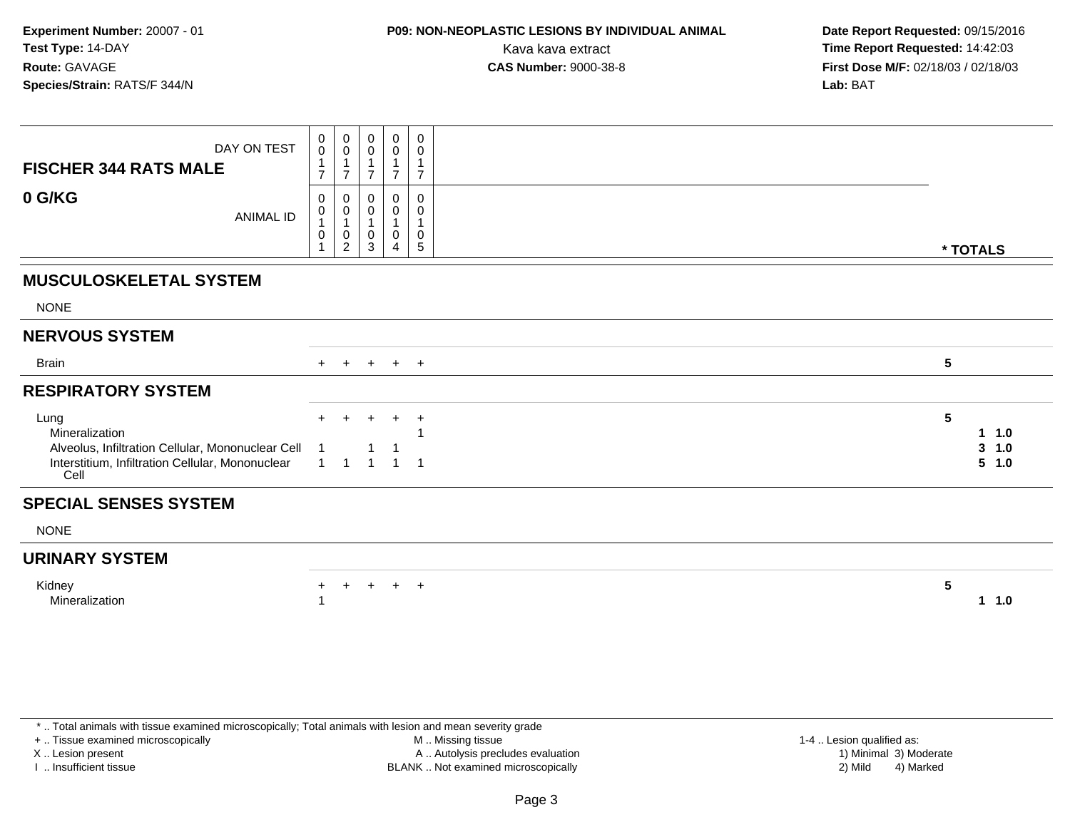**Experiment Number:** 20007 - 01
**Test Type:** 14-DAY
**Route:** GAVAGE
**Species/Strain:** RATS/F 344/N

**P09: NON-NEOPLASTIC LESIONS BY INDIVIDUAL ANIMAL**
Kava kava extract
**CAS Number:** 9000-38-8

**Date Report Requested:** 09/15/2016
**Time Report Requested:** 14:42:03
**First Dose M/F:** 02/18/03 / 02/18/03
**Lab:** BAT

| FISCHER 344 RATS MALE — 0 G/KG | | | | | | | |
|---|---|---|---|---|---|---|---|
| DAY ON TEST | 0017 | 0017 | 0017 | 0017 | 0017 | | |
| ANIMAL ID | 00101 | 00102 | 00103 | 00104 | 00105 | * TOTALS | |
| **MUSCULOSKELETAL SYSTEM** | | | | | | | |
| NONE | | | | | | | |
| **NERVOUS SYSTEM** | | | | | | | |
| Brain | + | + | + | + | + | 5 | |
| **RESPIRATORY SYSTEM** | | | | | | | |
| Lung | + | + | + | + | + | 5 | |
| Mineralization | | | | | 1 | 1 | 1.0 |
| Alveolus, Infiltration Cellular, Mononuclear Cell | 1 | | 1 | 1 | | 3 | 1.0 |
| Interstitium, Infiltration Cellular, Mononuclear Cell | 1 | 1 | 1 | 1 | 1 | 5 | 1.0 |
| **SPECIAL SENSES SYSTEM** | | | | | | | |
| NONE | | | | | | | |
| **URINARY SYSTEM** | | | | | | | |
| Kidney | + | + | + | + | + | 5 | |
| Mineralization | 1 | | | | | 1 | 1.0 |

\* .. Total animals with tissue examined microscopically; Total animals with lesion and mean severity grade
\+ .. Tissue examined microscopically
X .. Lesion present
I .. Insufficient tissue
M .. Missing tissue
A .. Autolysis precludes evaluation
BLANK .. Not examined microscopically
1-4 .. Lesion qualified as: 1) Minimal 2) Mild 3) Moderate 4) Marked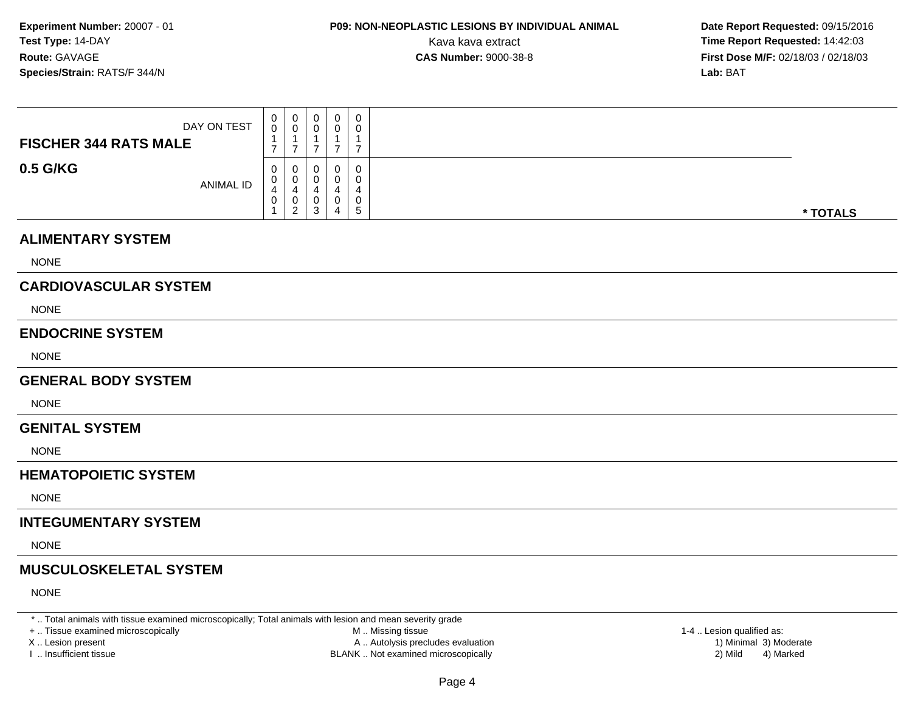**Experiment Number:** 20007 - 01
**Test Type:** 14-DAY
**Route:** GAVAGE
**Species/Strain:** RATS/F 344/N

**P09: NON-NEOPLASTIC LESIONS BY INDIVIDUAL ANIMAL**
Kava kava extract
**CAS Number:** 9000-38-8

**Date Report Requested:** 09/15/2016
**Time Report Requested:** 14:42:03
**First Dose M/F:** 02/18/03 / 02/18/03
**Lab:** BAT

| FISCHER 344 RATS MALE / 0.5 G/KG | | | | | | |
|---|---|---|---|---|---|---|
| DAY ON TEST | 0017 | 0017 | 0017 | 0017 | 0017 | |
| ANIMAL ID | 00401 | 00402 | 00403 | 00404 | 00405 | * TOTALS |

## ALIMENTARY SYSTEM

NONE

## CARDIOVASCULAR SYSTEM

NONE

## ENDOCRINE SYSTEM

NONE

## GENERAL BODY SYSTEM

NONE

## GENITAL SYSTEM

NONE

## HEMATOPOIETIC SYSTEM

NONE

## INTEGUMENTARY SYSTEM

NONE

## MUSCULOSKELETAL SYSTEM

NONE

* .. Total animals with tissue examined microscopically; Total animals with lesion and mean severity grade
+ .. Tissue examined microscopically
X .. Lesion present
I .. Insufficient tissue

M .. Missing tissue
A .. Autolysis precludes evaluation
BLANK .. Not examined microscopically

1-4 .. Lesion qualified as:
1) Minimal 3) Moderate
2) Mild 4) Marked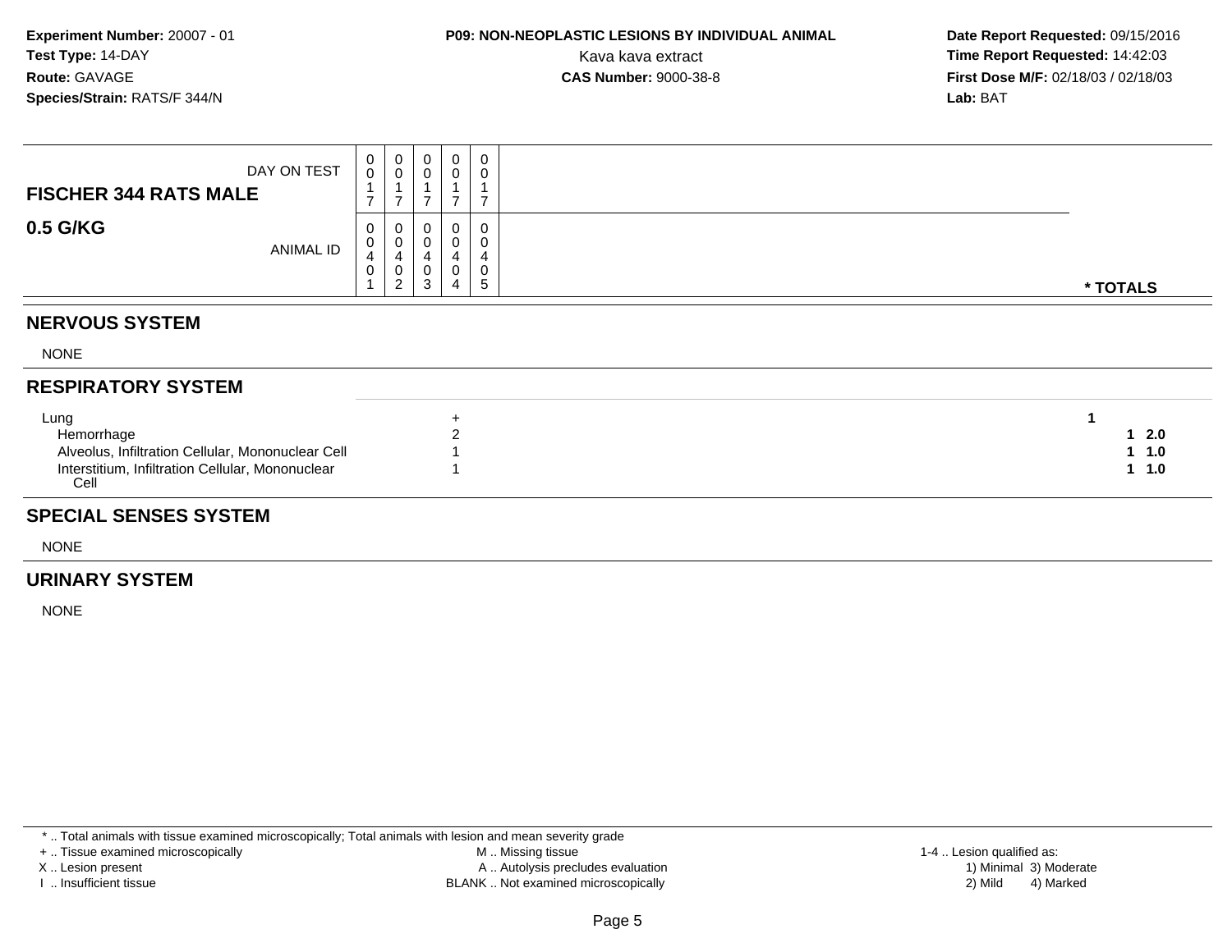**Experiment Number:** 20007 - 01
**Test Type:** 14-DAY
**Route:** GAVAGE
**Species/Strain:** RATS/F 344/N

**P09: NON-NEOPLASTIC LESIONS BY INDIVIDUAL ANIMAL**
Kava kava extract
**CAS Number:** 9000-38-8

**Date Report Requested:** 09/15/2016
**Time Report Requested:** 14:42:03
**First Dose M/F:** 02/18/03 / 02/18/03
**Lab:** BAT

| FISCHER 344 RATS MALE / 0.5 G/KG | | | | | | |
|---|---|---|---|---|---|---|
| DAY ON TEST | 0017 | 0017 | 0017 | 0017 | 0017 | |
| ANIMAL ID | 00401 | 00402 | 00403 | 00404 | 00405 | * TOTALS |
| **NERVOUS SYSTEM** | | | | | | |
| NONE | | | | | | |
| **RESPIRATORY SYSTEM** | | | | | | |
| Lung | | | | + | | 1 |
| Hemorrhage | | | | 2 | | 1 2.0 |
| Alveolus, Infiltration Cellular, Mononuclear Cell | | | | 1 | | 1 1.0 |
| Interstitium, Infiltration Cellular, Mononuclear Cell | | | | 1 | | 1 1.0 |
| **SPECIAL SENSES SYSTEM** | | | | | | |
| NONE | | | | | | |
| **URINARY SYSTEM** | | | | | | |
| NONE | | | | | | |

* .. Total animals with tissue examined microscopically; Total animals with lesion and mean severity grade
+ .. Tissue examined microscopically
X .. Lesion present
I .. Insufficient tissue
M .. Missing tissue
A .. Autolysis precludes evaluation
BLANK .. Not examined microscopically
1-4 .. Lesion qualified as: 1) Minimal 2) Mild 3) Moderate 4) Marked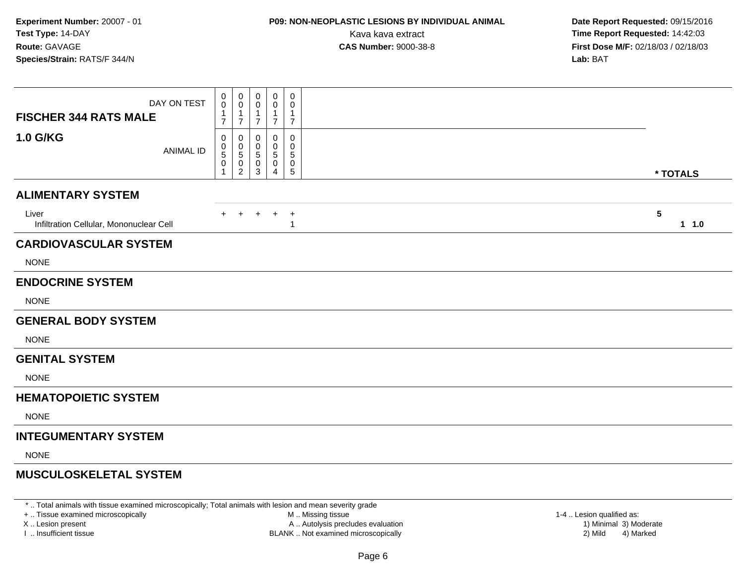**Experiment Number:** 20007 - 01
**Test Type:** 14-DAY
**Route:** GAVAGE
**Species/Strain:** RATS/F 344/N

**P09: NON-NEOPLASTIC LESIONS BY INDIVIDUAL ANIMAL**
Kava kava extract
**CAS Number:** 9000-38-8

**Date Report Requested:** 09/15/2016
**Time Report Requested:** 14:42:03
**First Dose M/F:** 02/18/03 / 02/18/03
**Lab:** BAT

| **FISCHER 344 RATS MALE** DAY ON TEST | 0017 | 0017 | 0017 | 0017 | 0017 | |
|---|---|---|---|---|---|---|
| **1.0 G/KG** ANIMAL ID | 00501 | 00502 | 00503 | 00504 | 00505 | *** TOTALS** |
| **ALIMENTARY SYSTEM** | | | | | | |
| Liver | + | + | + | + | + | **5** |
| Infiltration Cellular, Mononuclear Cell | | | | | 1 | **1 1.0** |
| **CARDIOVASCULAR SYSTEM** | | | | | | |
| NONE | | | | | | |
| **ENDOCRINE SYSTEM** | | | | | | |
| NONE | | | | | | |
| **GENERAL BODY SYSTEM** | | | | | | |
| NONE | | | | | | |
| **GENITAL SYSTEM** | | | | | | |
| NONE | | | | | | |
| **HEMATOPOIETIC SYSTEM** | | | | | | |
| NONE | | | | | | |
| **INTEGUMENTARY SYSTEM** | | | | | | |
| NONE | | | | | | |
| **MUSCULOSKELETAL SYSTEM** | | | | | | |

* .. Total animals with tissue examined microscopically; Total animals with lesion and mean severity grade
+ .. Tissue examined microscopically
X .. Lesion present
I .. Insufficient tissue
M .. Missing tissue
A .. Autolysis precludes evaluation
BLANK .. Not examined microscopically
1-4 .. Lesion qualified as:
1) Minimal 3) Moderate
2) Mild 4) Marked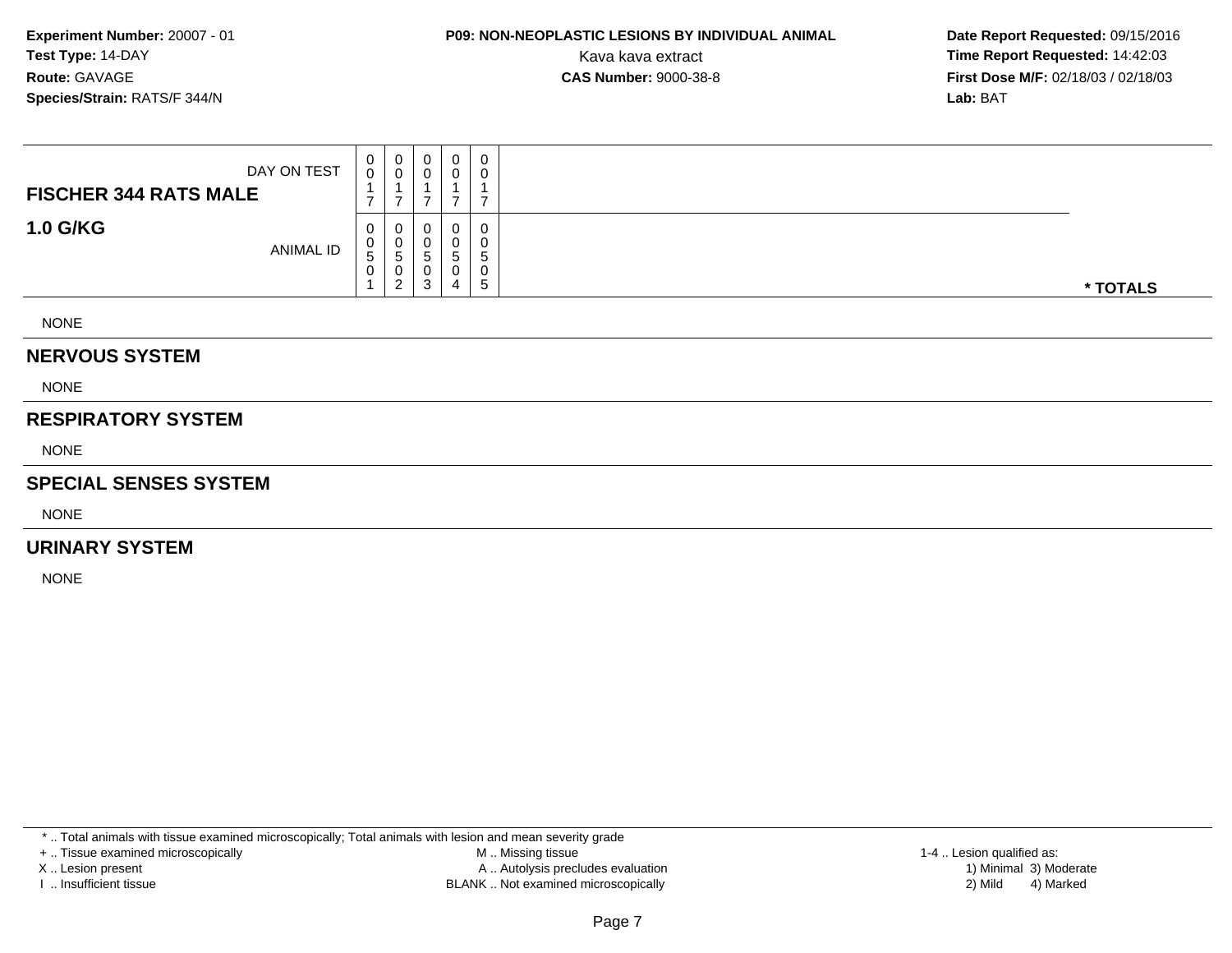**Experiment Number:** 20007 - 01
**Test Type:** 14-DAY
**Route:** GAVAGE
**Species/Strain:** RATS/F 344/N

**P09: NON-NEOPLASTIC LESIONS BY INDIVIDUAL ANIMAL**
Kava kava extract
**CAS Number:** 9000-38-8

**Date Report Requested:** 09/15/2016
**Time Report Requested:** 14:42:03
**First Dose M/F:** 02/18/03 / 02/18/03
**Lab:** BAT

| FISCHER 344 RATS MALE — DAY ON TEST | 0017 | 0017 | 0017 | 0017 | 0017 | |
|---|---|---|---|---|---|---|
| **1.0 G/KG** — ANIMAL ID | 00501 | 00502 | 00503 | 00504 | 00505 | * TOTALS |

NONE

## NERVOUS SYSTEM

NONE

## RESPIRATORY SYSTEM

NONE

## SPECIAL SENSES SYSTEM

NONE

## URINARY SYSTEM

NONE

* .. Total animals with tissue examined microscopically; Total animals with lesion and mean severity grade
+ .. Tissue examined microscopically
X .. Lesion present
I .. Insufficient tissue
M .. Missing tissue
A .. Autolysis precludes evaluation
BLANK .. Not examined microscopically
1-4 .. Lesion qualified as:
1) Minimal 3) Moderate
2) Mild 4) Marked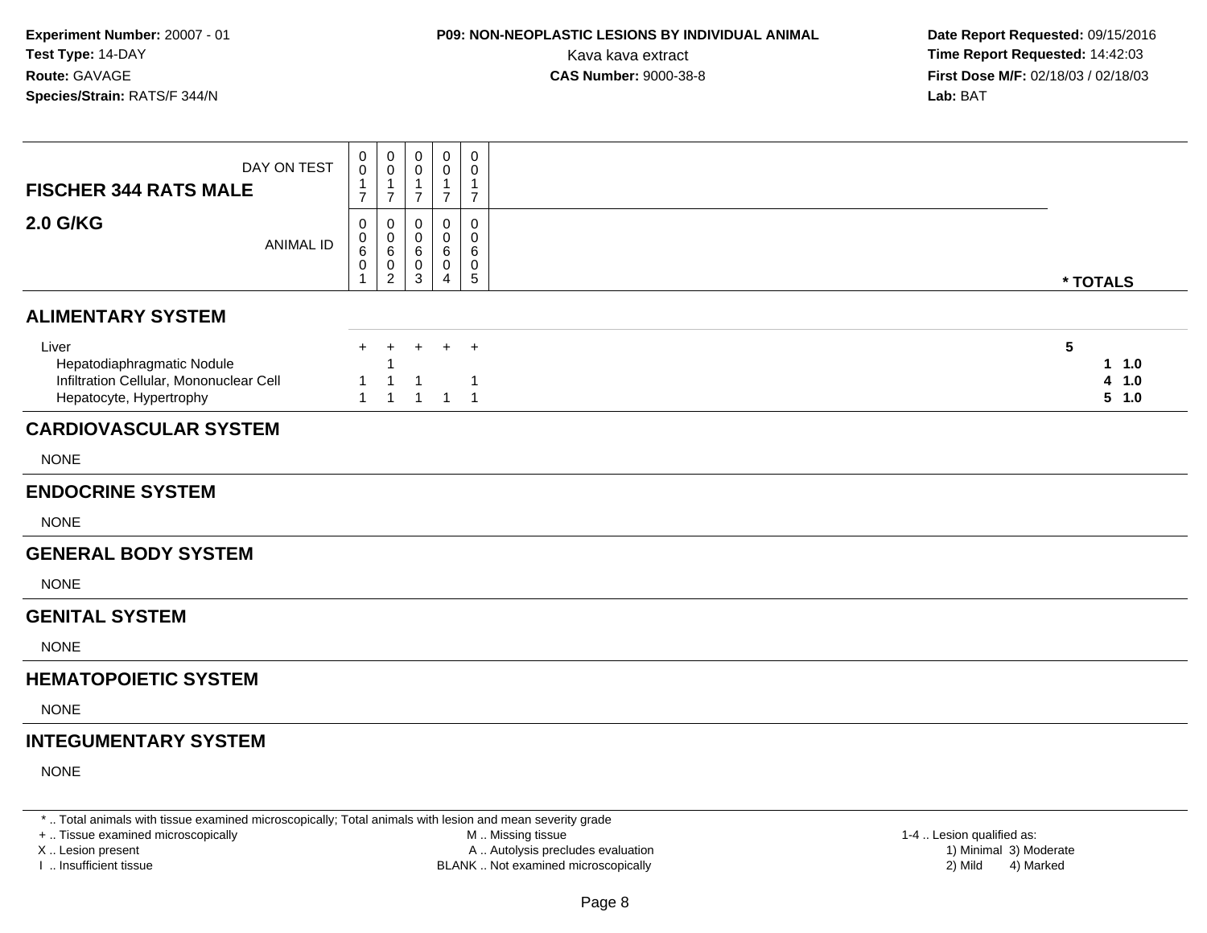**Experiment Number:** 20007 - 01
**Test Type:** 14-DAY
**Route:** GAVAGE
**Species/Strain:** RATS/F 344/N

**P09: NON-NEOPLASTIC LESIONS BY INDIVIDUAL ANIMAL**
Kava kava extract
**CAS Number:** 9000-38-8

**Date Report Requested:** 09/15/2016
**Time Report Requested:** 14:42:03
**First Dose M/F:** 02/18/03 / 02/18/03
**Lab:** BAT

| FISCHER 344 RATS MALE — DAY ON TEST | 0017 | 0017 | 0017 | 0017 | 0017 | |
|---|---|---|---|---|---|---|
| **2.0 G/KG** — ANIMAL ID | 00601 | 00602 | 00603 | 00604 | 00605 | *** TOTALS** |
| **ALIMENTARY SYSTEM** | | | | | | |
| Liver | + | + | + | + | + | 5 |
| Hepatodiaphragmatic Nodule | | 1 | | | | 1 1.0 |
| Infiltration Cellular, Mononuclear Cell | 1 | 1 | 1 | | 1 | 4 1.0 |
| Hepatocyte, Hypertrophy | 1 | 1 | 1 | 1 | 1 | 5 1.0 |
| **CARDIOVASCULAR SYSTEM** | | | | | | |
| NONE | | | | | | |
| **ENDOCRINE SYSTEM** | | | | | | |
| NONE | | | | | | |
| **GENERAL BODY SYSTEM** | | | | | | |
| NONE | | | | | | |
| **GENITAL SYSTEM** | | | | | | |
| NONE | | | | | | |
| **HEMATOPOIETIC SYSTEM** | | | | | | |
| NONE | | | | | | |
| **INTEGUMENTARY SYSTEM** | | | | | | |
| NONE | | | | | | |

* .. Total animals with tissue examined microscopically; Total animals with lesion and mean severity grade
+ .. Tissue examined microscopically
X .. Lesion present
I .. Insufficient tissue
M .. Missing tissue
A .. Autolysis precludes evaluation
BLANK .. Not examined microscopically
1-4 .. Lesion qualified as: 1) Minimal 2) Mild 3) Moderate 4) Marked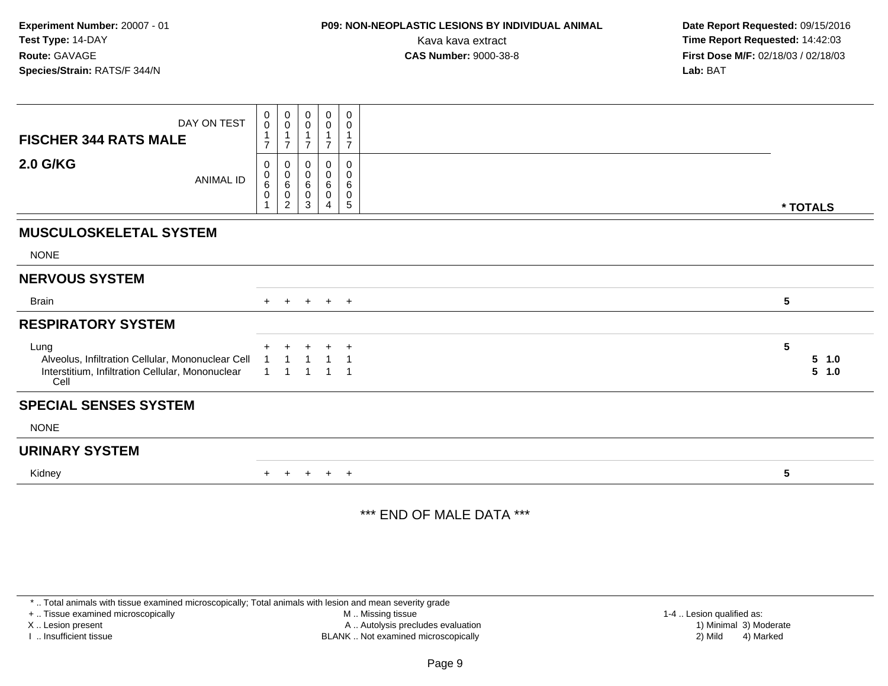**Experiment Number:** 20007 - 01
**Test Type:** 14-DAY
**Route:** GAVAGE
**Species/Strain:** RATS/F 344/N

**P09: NON-NEOPLASTIC LESIONS BY INDIVIDUAL ANIMAL**
Kava kava extract
**CAS Number:** 9000-38-8

**Date Report Requested:** 09/15/2016
**Time Report Requested:** 14:42:03
**First Dose M/F:** 02/18/03 / 02/18/03
**Lab:** BAT

| FISCHER 344 RATS MALE — 2.0 G/KG | | | | | | |
|---|---|---|---|---|---|---|
| DAY ON TEST | 0017 | 0017 | 0017 | 0017 | 0017 | |
| ANIMAL ID | 00601 | 00602 | 00603 | 00604 | 00605 | * TOTALS |
| **MUSCULOSKELETAL SYSTEM** | | | | | | |
| NONE | | | | | | |
| **NERVOUS SYSTEM** | | | | | | |
| Brain | + | + | + | + | + | 5 |
| **RESPIRATORY SYSTEM** | | | | | | |
| Lung | + | + | + | + | + | 5 |
| Alveolus, Infiltration Cellular, Mononuclear Cell | 1 | 1 | 1 | 1 | 1 | 5 1.0 |
| Interstitium, Infiltration Cellular, Mononuclear Cell | 1 | 1 | 1 | 1 | 1 | 5 1.0 |
| **SPECIAL SENSES SYSTEM** | | | | | | |
| NONE | | | | | | |
| **URINARY SYSTEM** | | | | | | |
| Kidney | + | + | + | + | + | 5 |

*** END OF MALE DATA ***

* .. Total animals with tissue examined microscopically; Total animals with lesion and mean severity grade
+ .. Tissue examined microscopically
X .. Lesion present
I .. Insufficient tissue
M .. Missing tissue
A .. Autolysis precludes evaluation
BLANK .. Not examined microscopically
1-4 .. Lesion qualified as:
1) Minimal 3) Moderate
2) Mild 4) Marked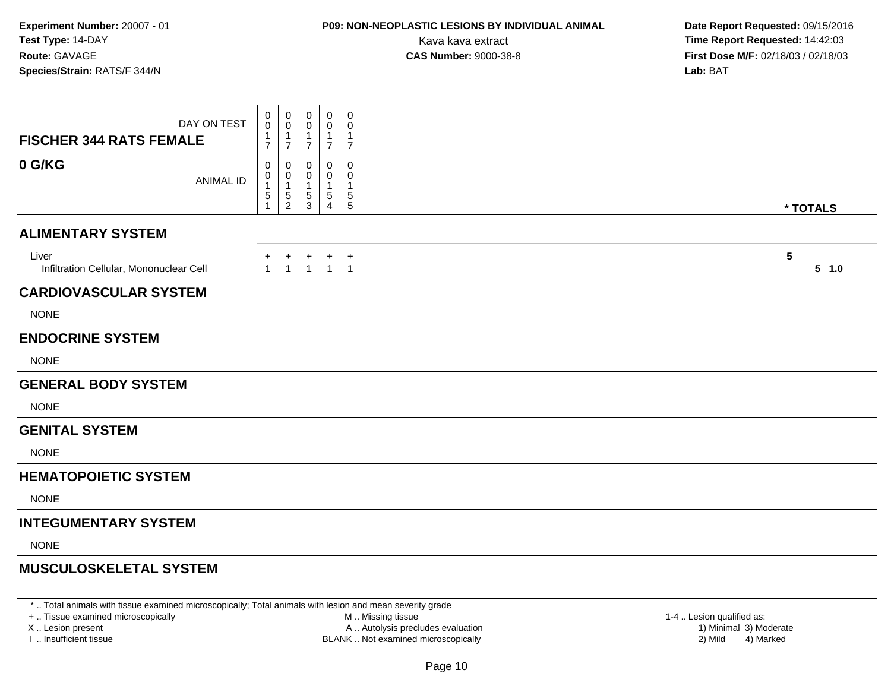**Experiment Number:** 20007 - 01
**Test Type:** 14-DAY
**Route:** GAVAGE
**Species/Strain:** RATS/F 344/N

**P09: NON-NEOPLASTIC LESIONS BY INDIVIDUAL ANIMAL**
Kava kava extract
**CAS Number:** 9000-38-8

**Date Report Requested:** 09/15/2016
**Time Report Requested:** 14:42:03
**First Dose M/F:** 02/18/03 / 02/18/03
**Lab:** BAT

| FISCHER 344 RATS FEMALE / 0 G/KG | | | | | | |
|---|---|---|---|---|---|---|
| DAY ON TEST | 0017 | 0017 | 0017 | 0017 | 0017 | |
| ANIMAL ID | 00151 | 00152 | 00153 | 00154 | 00155 | * TOTALS |
| **ALIMENTARY SYSTEM** | | | | | | |
| Liver | + | + | + | + | + | **5** |
| Infiltration Cellular, Mononuclear Cell | 1 | 1 | 1 | 1 | 1 | **5 1.0** |
| **CARDIOVASCULAR SYSTEM** | | | | | | |
| NONE | | | | | | |
| **ENDOCRINE SYSTEM** | | | | | | |
| NONE | | | | | | |
| **GENERAL BODY SYSTEM** | | | | | | |
| NONE | | | | | | |
| **GENITAL SYSTEM** | | | | | | |
| NONE | | | | | | |
| **HEMATOPOIETIC SYSTEM** | | | | | | |
| NONE | | | | | | |
| **INTEGUMENTARY SYSTEM** | | | | | | |
| NONE | | | | | | |
| **MUSCULOSKELETAL SYSTEM** | | | | | | |

* .. Total animals with tissue examined microscopically; Total animals with lesion and mean severity grade
+ .. Tissue examined microscopically
X .. Lesion present
I .. Insufficient tissue
M .. Missing tissue
A .. Autolysis precludes evaluation
BLANK .. Not examined microscopically
1-4 .. Lesion qualified as: 1) Minimal 2) Mild 3) Moderate 4) Marked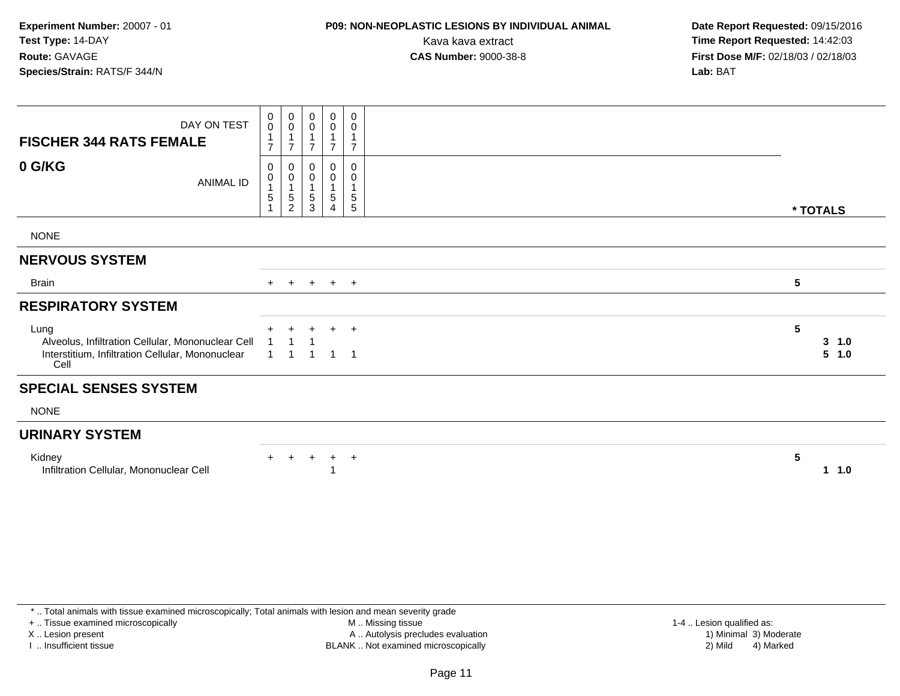**Experiment Number:** 20007 - 01
**Test Type:** 14-DAY
**Route:** GAVAGE
**Species/Strain:** RATS/F 344/N

**P09: NON-NEOPLASTIC LESIONS BY INDIVIDUAL ANIMAL**
Kava kava extract
**CAS Number:** 9000-38-8

**Date Report Requested:** 09/15/2016
**Time Report Requested:** 14:42:03
**First Dose M/F:** 02/18/03 / 02/18/03
**Lab:** BAT

| FISCHER 344 RATS FEMALE 0 G/KG | | | | | | |
|---|---|---|---|---|---|---|
| DAY ON TEST | 0017 | 0017 | 0017 | 0017 | 0017 | |
| ANIMAL ID | 00151 | 00152 | 00153 | 00154 | 00155 | * TOTALS |
| NONE | | | | | | |
| **NERVOUS SYSTEM** | | | | | | |
| Brain | + | + | + | + | + | 5 |
| **RESPIRATORY SYSTEM** | | | | | | |
| Lung | + | + | + | + | + | 5 |
| Alveolus, Infiltration Cellular, Mononuclear Cell | 1 | 1 | 1 | | | 3 1.0 |
| Interstitium, Infiltration Cellular, Mononuclear Cell | 1 | 1 | 1 | 1 | 1 | 5 1.0 |
| **SPECIAL SENSES SYSTEM** | | | | | | |
| NONE | | | | | | |
| **URINARY SYSTEM** | | | | | | |
| Kidney | + | + | + | + | + | 5 |
| Infiltration Cellular, Mononuclear Cell | | | | 1 | | 1 1.0 |

* .. Total animals with tissue examined microscopically; Total animals with lesion and mean severity grade
+ .. Tissue examined microscopically
X .. Lesion present
I .. Insufficient tissue
M .. Missing tissue
A .. Autolysis precludes evaluation
BLANK .. Not examined microscopically
1-4 .. Lesion qualified as:
1) Minimal 3) Moderate
2) Mild 4) Marked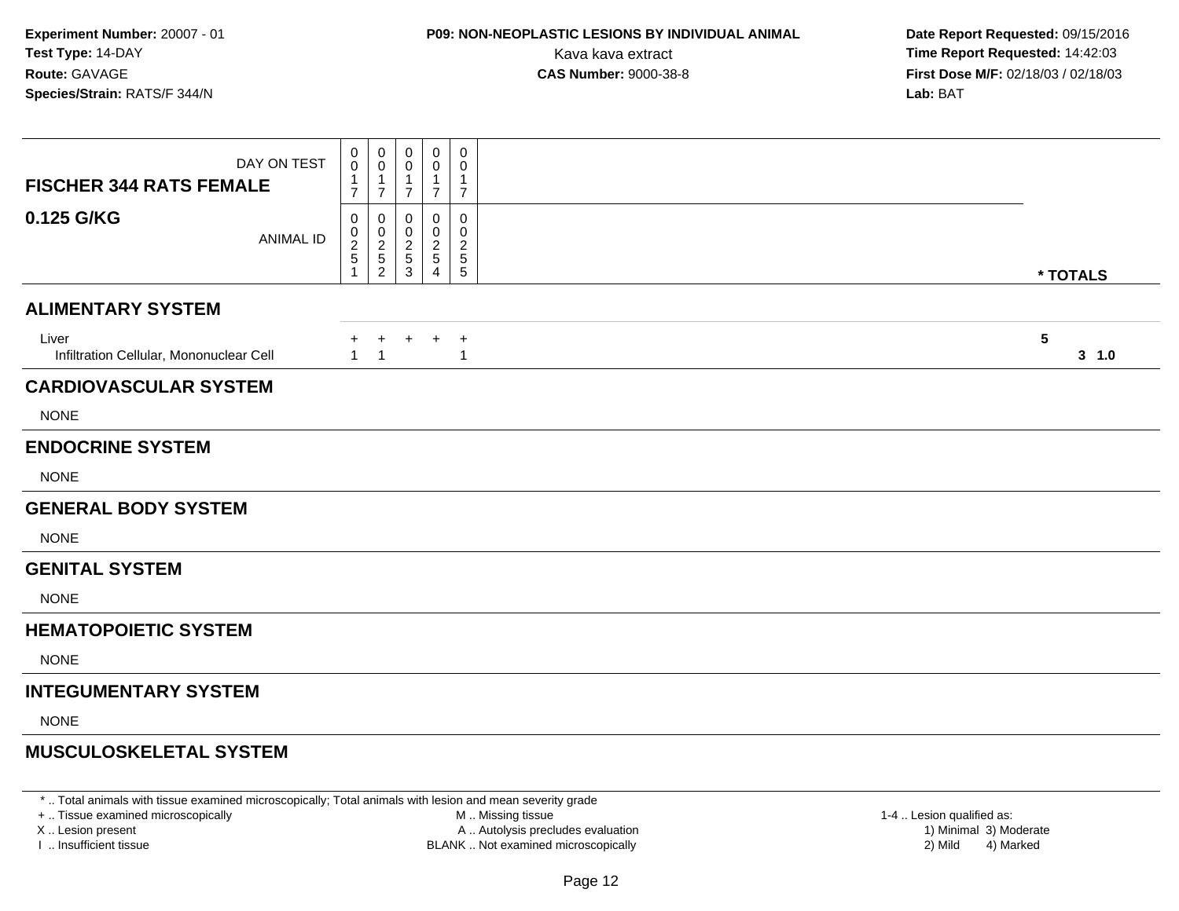**Experiment Number:** 20007 - 01
**Test Type:** 14-DAY
**Route:** GAVAGE
**Species/Strain:** RATS/F 344/N

**P09: NON-NEOPLASTIC LESIONS BY INDIVIDUAL ANIMAL**
Kava kava extract
**CAS Number:** 9000-38-8

**Date Report Requested:** 09/15/2016
**Time Report Requested:** 14:42:03
**First Dose M/F:** 02/18/03 / 02/18/03
**Lab:** BAT

| **FISCHER 344 RATS FEMALE** DAY ON TEST | 0017 | 0017 | 0017 | 0017 | 0017 | |
|---|---|---|---|---|---|---|
| **0.125 G/KG** ANIMAL ID | 00251 | 00252 | 00253 | 00254 | 00255 | *** TOTALS** |
| **ALIMENTARY SYSTEM** | | | | | | |
| Liver | + | + | + | + | + | **5** |
| Infiltration Cellular, Mononuclear Cell | 1 | 1 | | | 1 | **3 1.0** |
| **CARDIOVASCULAR SYSTEM** | | | | | | |
| NONE | | | | | | |
| **ENDOCRINE SYSTEM** | | | | | | |
| NONE | | | | | | |
| **GENERAL BODY SYSTEM** | | | | | | |
| NONE | | | | | | |
| **GENITAL SYSTEM** | | | | | | |
| NONE | | | | | | |
| **HEMATOPOIETIC SYSTEM** | | | | | | |
| NONE | | | | | | |
| **INTEGUMENTARY SYSTEM** | | | | | | |
| NONE | | | | | | |
| **MUSCULOSKELETAL SYSTEM** | | | | | | |

* .. Total animals with tissue examined microscopically; Total animals with lesion and mean severity grade
+ .. Tissue examined microscopically
X .. Lesion present
I .. Insufficient tissue

M .. Missing tissue
A .. Autolysis precludes evaluation
BLANK .. Not examined microscopically

1-4 .. Lesion qualified as:
1) Minimal 3) Moderate
2) Mild 4) Marked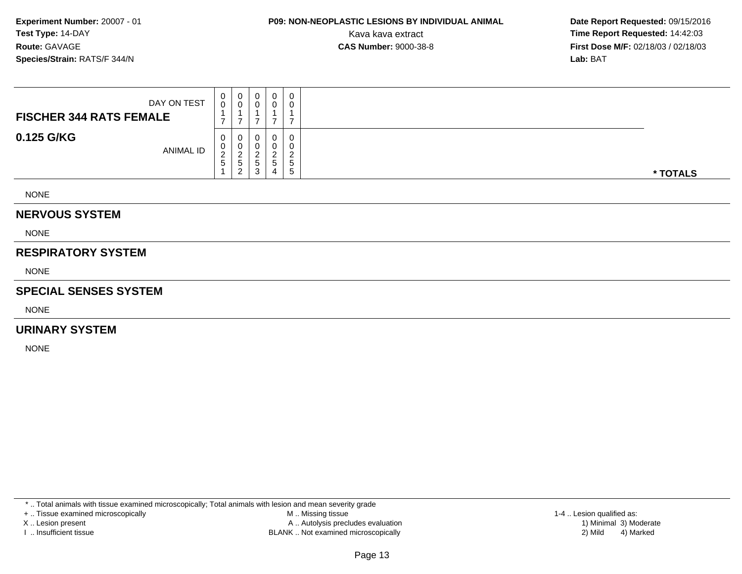**Experiment Number:** 20007 - 01
**Test Type:** 14-DAY
**Route:** GAVAGE
**Species/Strain:** RATS/F 344/N

**P09: NON-NEOPLASTIC LESIONS BY INDIVIDUAL ANIMAL**
Kava kava extract
**CAS Number:** 9000-38-8

**Date Report Requested:** 09/15/2016
**Time Report Requested:** 14:42:03
**First Dose M/F:** 02/18/03 / 02/18/03
**Lab:** BAT

| **FISCHER 344 RATS FEMALE** DAY ON TEST | 0017 | 0017 | 0017 | 0017 | 0017 | |
|---|---|---|---|---|---|---|
| **0.125 G/KG** ANIMAL ID | 00251 | 00252 | 00253 | 00254 | 00255 | *** TOTALS** |

NONE

## NERVOUS SYSTEM

NONE

## RESPIRATORY SYSTEM

NONE

## SPECIAL SENSES SYSTEM

NONE

## URINARY SYSTEM

NONE

* .. Total animals with tissue examined microscopically; Total animals with lesion and mean severity grade
+ .. Tissue examined microscopically
X .. Lesion present
I .. Insufficient tissue
M .. Missing tissue
A .. Autolysis precludes evaluation
BLANK .. Not examined microscopically
1-4 .. Lesion qualified as:
1) Minimal 3) Moderate
2) Mild 4) Marked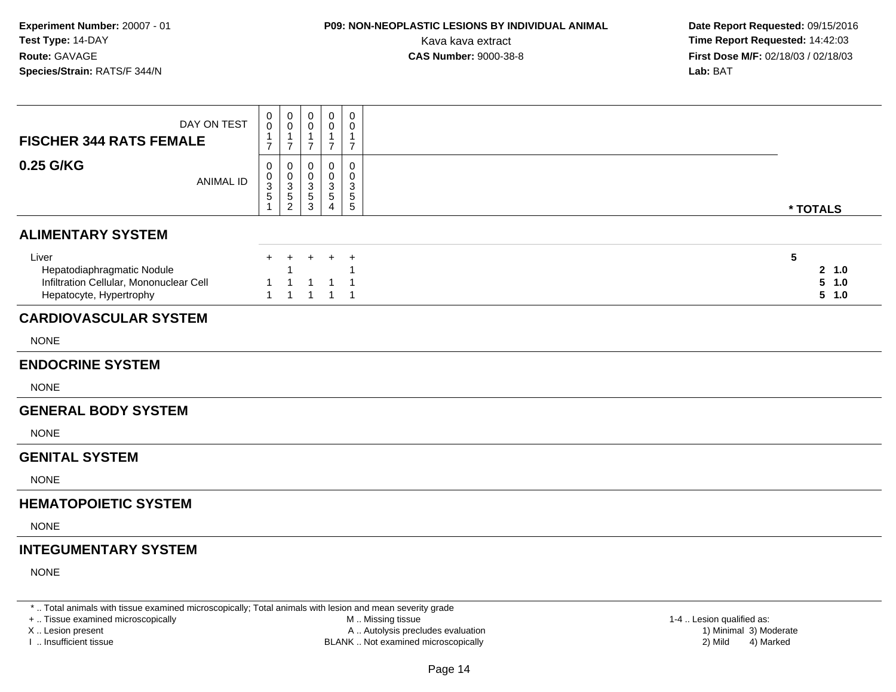**Experiment Number:** 20007 - 01
**Test Type:** 14-DAY
**Route:** GAVAGE
**Species/Strain:** RATS/F 344/N

**P09: NON-NEOPLASTIC LESIONS BY INDIVIDUAL ANIMAL**
Kava kava extract
**CAS Number:** 9000-38-8

**Date Report Requested:** 09/15/2016
**Time Report Requested:** 14:42:03
**First Dose M/F:** 02/18/03 / 02/18/03
**Lab:** BAT

| FISCHER 344 RATS FEMALE — DAY ON TEST | 0017 | 0017 | 0017 | 0017 | 0017 | |
|---|---|---|---|---|---|---|
| **0.25 G/KG** — ANIMAL ID | 00351 | 00352 | 00353 | 00354 | 00355 | *** TOTALS** |
| **ALIMENTARY SYSTEM** | | | | | | |
| Liver | + | + | + | + | + | 5 |
| Hepatodiaphragmatic Nodule | | 1 | | | 1 | 2 1.0 |
| Infiltration Cellular, Mononuclear Cell | 1 | 1 | 1 | 1 | 1 | 5 1.0 |
| Hepatocyte, Hypertrophy | 1 | 1 | 1 | 1 | 1 | 5 1.0 |
| **CARDIOVASCULAR SYSTEM** | | | | | | |
| NONE | | | | | | |
| **ENDOCRINE SYSTEM** | | | | | | |
| NONE | | | | | | |
| **GENERAL BODY SYSTEM** | | | | | | |
| NONE | | | | | | |
| **GENITAL SYSTEM** | | | | | | |
| NONE | | | | | | |
| **HEMATOPOIETIC SYSTEM** | | | | | | |
| NONE | | | | | | |
| **INTEGUMENTARY SYSTEM** | | | | | | |
| NONE | | | | | | |

* .. Total animals with tissue examined microscopically; Total animals with lesion and mean severity grade
+ .. Tissue examined microscopically
X .. Lesion present
I .. Insufficient tissue
M .. Missing tissue
A .. Autolysis precludes evaluation
BLANK .. Not examined microscopically
1-4 .. Lesion qualified as: 1) Minimal 2) Mild 3) Moderate 4) Marked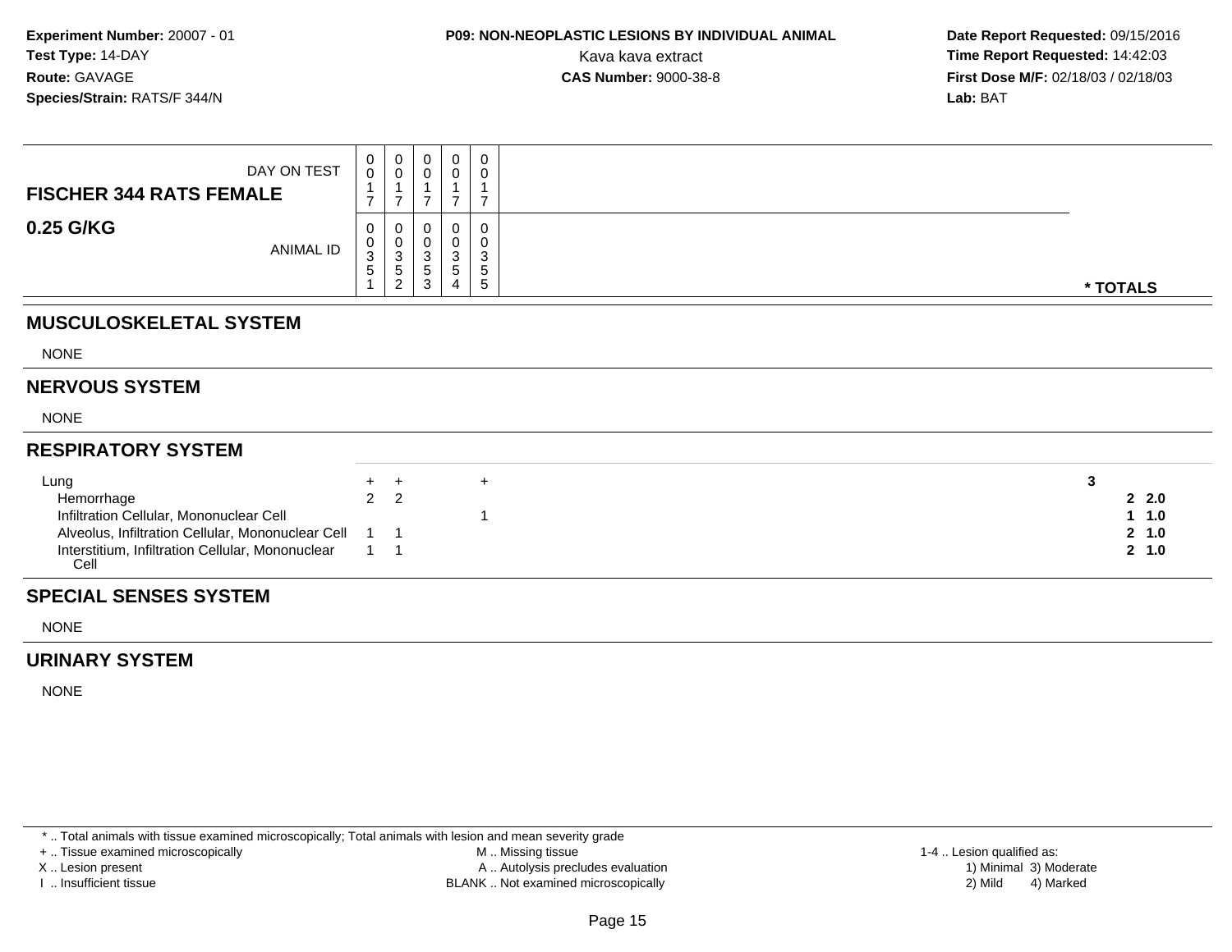Experiment Number: 20007 - 01
Test Type: 14-DAY
Route: GAVAGE
Species/Strain: RATS/F 344/N

**P09: NON-NEOPLASTIC LESIONS BY INDIVIDUAL ANIMAL**
Kava kava extract
**CAS Number:** 9000-38-8

Date Report Requested: 09/15/2016
Time Report Requested: 14:42:03
First Dose M/F: 02/18/03 / 02/18/03
Lab: BAT

| FISCHER 344 RATS FEMALE 0.25 G/KG | | | | | | |
|---|---|---|---|---|---|---|
| DAY ON TEST | 0017 | 0017 | 0017 | 0017 | 0017 | |
| ANIMAL ID | 00351 | 00352 | 00353 | 00354 | 00355 | * TOTALS |
| **MUSCULOSKELETAL SYSTEM** | | | | | | |
| NONE | | | | | | |
| **NERVOUS SYSTEM** | | | | | | |
| NONE | | | | | | |
| **RESPIRATORY SYSTEM** | | | | | | |
| Lung | + | + | | | + | 3 |
| Hemorrhage | 2 | 2 | | | | 2 2.0 |
| Infiltration Cellular, Mononuclear Cell | | | | | 1 | 1 1.0 |
| Alveolus, Infiltration Cellular, Mononuclear Cell | 1 | 1 | | | | 2 1.0 |
| Interstitium, Infiltration Cellular, Mononuclear Cell | 1 | 1 | | | | 2 1.0 |
| **SPECIAL SENSES SYSTEM** | | | | | | |
| NONE | | | | | | |
| **URINARY SYSTEM** | | | | | | |
| NONE | | | | | | |

* .. Total animals with tissue examined microscopically; Total animals with lesion and mean severity grade
+ .. Tissue examined microscopically
X .. Lesion present
I .. Insufficient tissue
M .. Missing tissue
A .. Autolysis precludes evaluation
BLANK .. Not examined microscopically
1-4 .. Lesion qualified as: 1) Minimal 2) Mild 3) Moderate 4) Marked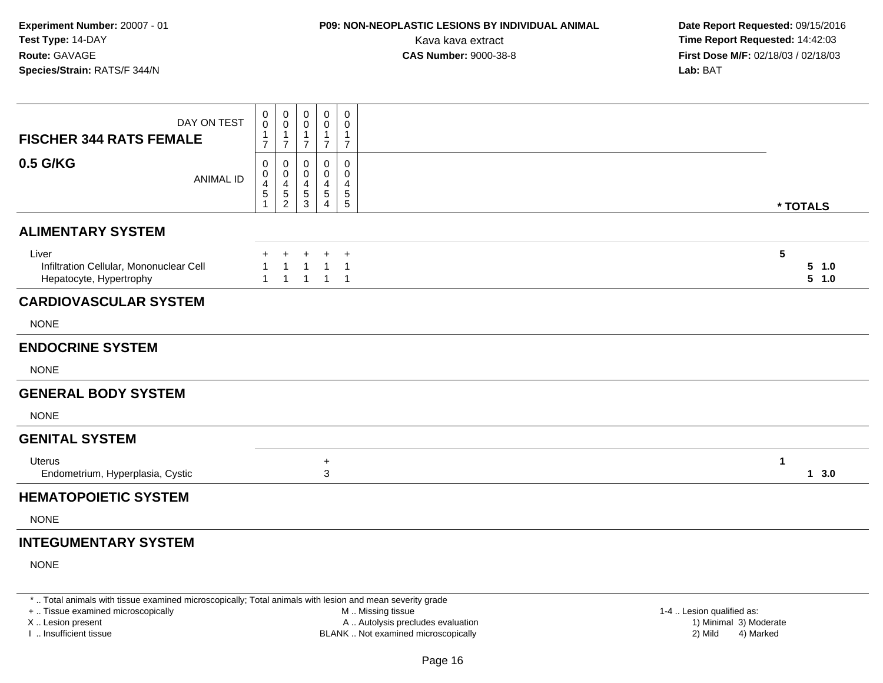**Experiment Number:** 20007 - 01
**Test Type:** 14-DAY
**Route:** GAVAGE
**Species/Strain:** RATS/F 344/N

**P09: NON-NEOPLASTIC LESIONS BY INDIVIDUAL ANIMAL**
Kava kava extract
**CAS Number:** 9000-38-8

**Date Report Requested:** 09/15/2016
**Time Report Requested:** 14:42:03
**First Dose M/F:** 02/18/03 / 02/18/03
**Lab:** BAT

| FISCHER 344 RATS FEMALE 0.5 G/KG | | | | | | |
|---|---|---|---|---|---|---|
| DAY ON TEST | 0017 | 0017 | 0017 | 0017 | 0017 | |
| ANIMAL ID | 00451 | 00452 | 00453 | 00454 | 00455 | * TOTALS |
| **ALIMENTARY SYSTEM** | | | | | | |
| Liver | + | + | + | + | + | **5** |
| Infiltration Cellular, Mononuclear Cell | 1 | 1 | 1 | 1 | 1 | **5 1.0** |
| Hepatocyte, Hypertrophy | 1 | 1 | 1 | 1 | 1 | **5 1.0** |
| **CARDIOVASCULAR SYSTEM** | | | | | | |
| NONE | | | | | | |
| **ENDOCRINE SYSTEM** | | | | | | |
| NONE | | | | | | |
| **GENERAL BODY SYSTEM** | | | | | | |
| NONE | | | | | | |
| **GENITAL SYSTEM** | | | | | | |
| Uterus | | | | + | | **1** |
| Endometrium, Hyperplasia, Cystic | | | | 3 | | **1 3.0** |
| **HEMATOPOIETIC SYSTEM** | | | | | | |
| NONE | | | | | | |
| **INTEGUMENTARY SYSTEM** | | | | | | |
| NONE | | | | | | |

\* .. Total animals with tissue examined microscopically; Total animals with lesion and mean severity grade
\+ .. Tissue examined microscopically
X .. Lesion present
I .. Insufficient tissue

M .. Missing tissue
A .. Autolysis precludes evaluation
BLANK .. Not examined microscopically

1-4 .. Lesion qualified as:
1) Minimal 3) Moderate
2) Mild 4) Marked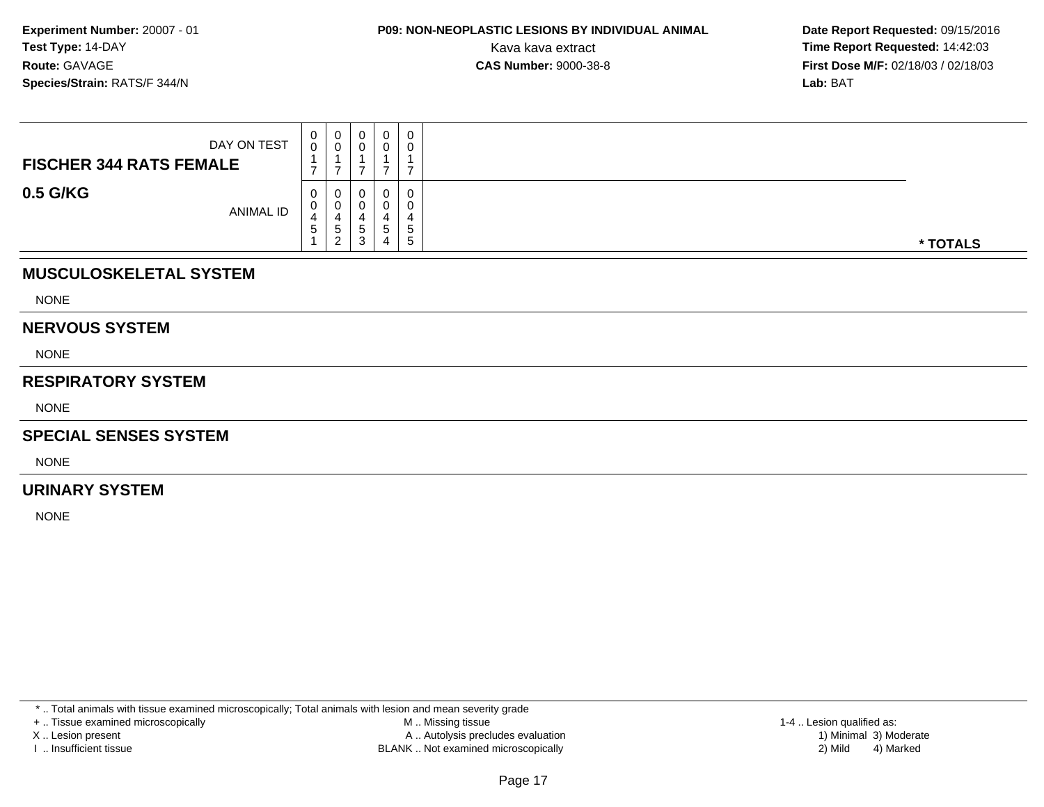**Experiment Number:** 20007 - 01
**Test Type:** 14-DAY
**Route:** GAVAGE
**Species/Strain:** RATS/F 344/N

**P09: NON-NEOPLASTIC LESIONS BY INDIVIDUAL ANIMAL**
Kava kava extract
**CAS Number:** 9000-38-8

**Date Report Requested:** 09/15/2016
**Time Report Requested:** 14:42:03
**First Dose M/F:** 02/18/03 / 02/18/03
**Lab:** BAT

| FISCHER 344 RATS FEMALE — DAY ON TEST | 0017 | 0017 | 0017 | 0017 | 0017 | |
|---|---|---|---|---|---|---|
| **0.5 G/KG** — ANIMAL ID | 00451 | 00452 | 00453 | 00454 | 00455 | *** TOTALS** |

## MUSCULOSKELETAL SYSTEM

NONE

## NERVOUS SYSTEM

NONE

## RESPIRATORY SYSTEM

NONE

## SPECIAL SENSES SYSTEM

NONE

## URINARY SYSTEM

NONE

* .. Total animals with tissue examined microscopically; Total animals with lesion and mean severity grade
+ .. Tissue examined microscopically
X .. Lesion present
I .. Insufficient tissue
M .. Missing tissue
A .. Autolysis precludes evaluation
BLANK .. Not examined microscopically
1-4 .. Lesion qualified as:
1) Minimal 3) Moderate
2) Mild 4) Marked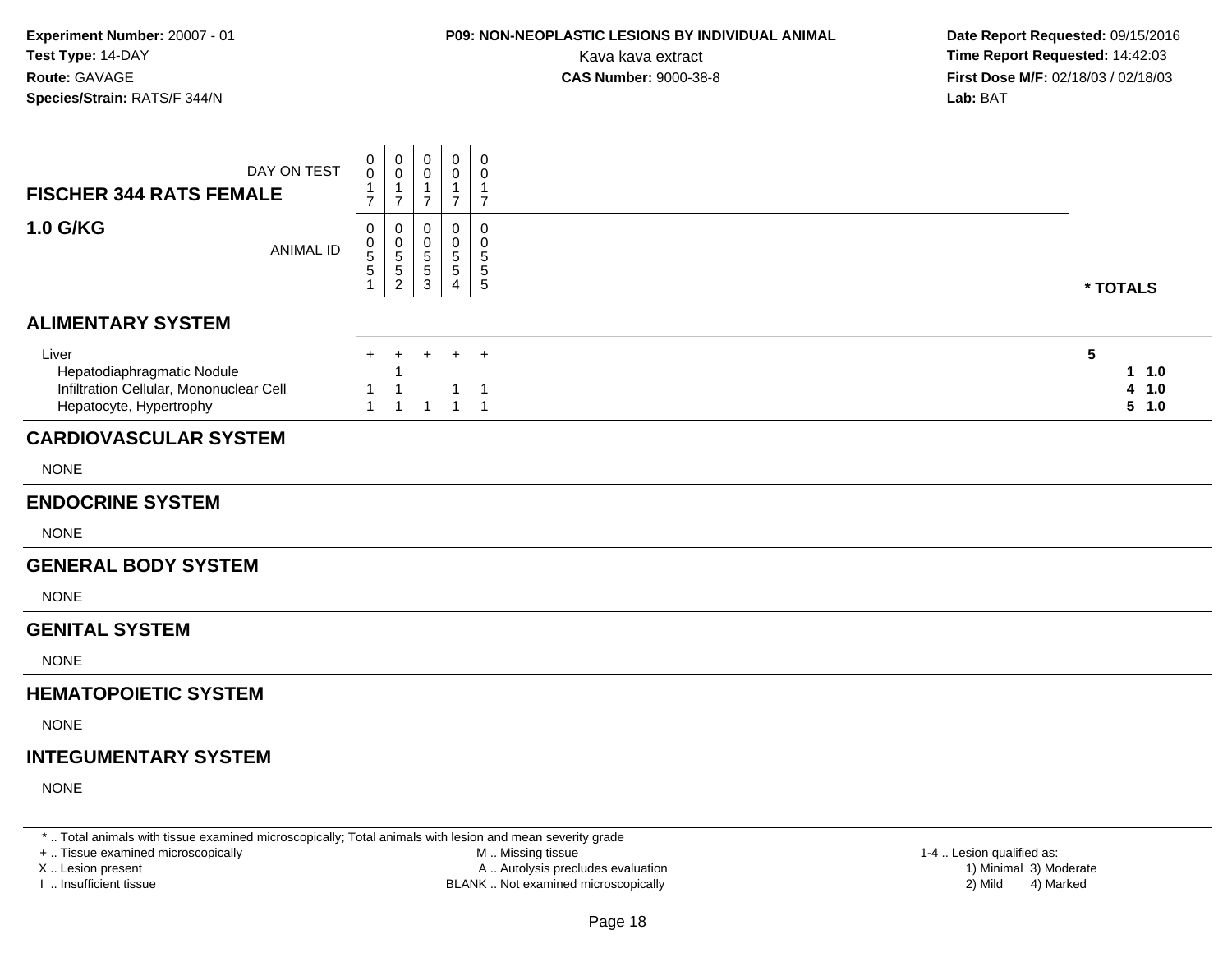**Experiment Number:** 20007 - 01
**Test Type:** 14-DAY
**Route:** GAVAGE
**Species/Strain:** RATS/F 344/N

**P09: NON-NEOPLASTIC LESIONS BY INDIVIDUAL ANIMAL**
Kava kava extract
**CAS Number:** 9000-38-8

**Date Report Requested:** 09/15/2016
**Time Report Requested:** 14:42:03
**First Dose M/F:** 02/18/03 / 02/18/03
**Lab:** BAT

| FISCHER 344 RATS FEMALE 1.0 G/KG | | | | | | |
|---|---|---|---|---|---|---|
| DAY ON TEST | 0017 | 0017 | 0017 | 0017 | 0017 | |
| ANIMAL ID | 00551 | 00552 | 00553 | 00554 | 00555 | * TOTALS |
| **ALIMENTARY SYSTEM** | | | | | | |
| Liver | + | + | + | + | + | 5 |
| Hepatodiaphragmatic Nodule | | 1 | | | | 1 1.0 |
| Infiltration Cellular, Mononuclear Cell | 1 | 1 | | 1 | 1 | 4 1.0 |
| Hepatocyte, Hypertrophy | 1 | 1 | 1 | 1 | 1 | 5 1.0 |
| **CARDIOVASCULAR SYSTEM** | | | | | | |
| NONE | | | | | | |
| **ENDOCRINE SYSTEM** | | | | | | |
| NONE | | | | | | |
| **GENERAL BODY SYSTEM** | | | | | | |
| NONE | | | | | | |
| **GENITAL SYSTEM** | | | | | | |
| NONE | | | | | | |
| **HEMATOPOIETIC SYSTEM** | | | | | | |
| NONE | | | | | | |
| **INTEGUMENTARY SYSTEM** | | | | | | |
| NONE | | | | | | |

\* .. Total animals with tissue examined microscopically; Total animals with lesion and mean severity grade
+ .. Tissue examined microscopically
X .. Lesion present
I .. Insufficient tissue
M .. Missing tissue
A .. Autolysis precludes evaluation
BLANK .. Not examined microscopically
1-4 .. Lesion qualified as: 1) Minimal 2) Mild 3) Moderate 4) Marked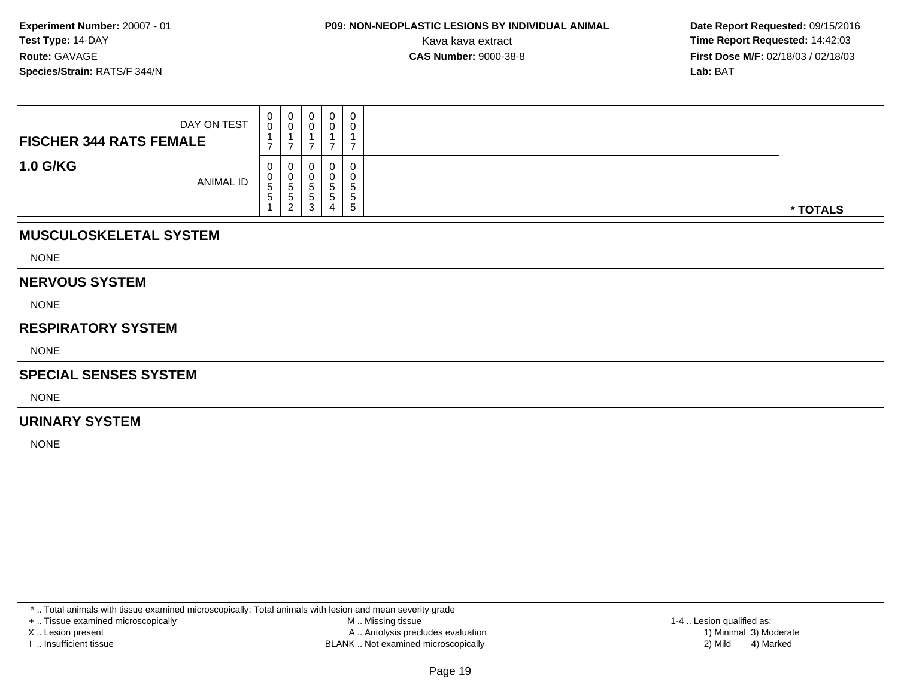**Experiment Number:** 20007 - 01
**Test Type:** 14-DAY
**Route:** GAVAGE
**Species/Strain:** RATS/F 344/N

**P09: NON-NEOPLASTIC LESIONS BY INDIVIDUAL ANIMAL**
Kava kava extract
**CAS Number:** 9000-38-8

**Date Report Requested:** 09/15/2016
**Time Report Requested:** 14:42:03
**First Dose M/F:** 02/18/03 / 02/18/03
**Lab:** BAT

| FISCHER 344 RATS FEMALE<br>1.0 G/KG | | | | | | |
|---|---|---|---|---|---|---|
| DAY ON TEST | 0017 | 0017 | 0017 | 0017 | 0017 | |
| ANIMAL ID | 00551 | 00552 | 00553 | 00554 | 00555 | * TOTALS |

## MUSCULOSKELETAL SYSTEM

NONE

## NERVOUS SYSTEM

NONE

## RESPIRATORY SYSTEM

NONE

## SPECIAL SENSES SYSTEM

NONE

## URINARY SYSTEM

NONE

* .. Total animals with tissue examined microscopically; Total animals with lesion and mean severity grade
+ .. Tissue examined microscopically
X .. Lesion present
I .. Insufficient tissue
M .. Missing tissue
A .. Autolysis precludes evaluation
BLANK .. Not examined microscopically
1-4 .. Lesion qualified as:
1) Minimal 3) Moderate
2) Mild 4) Marked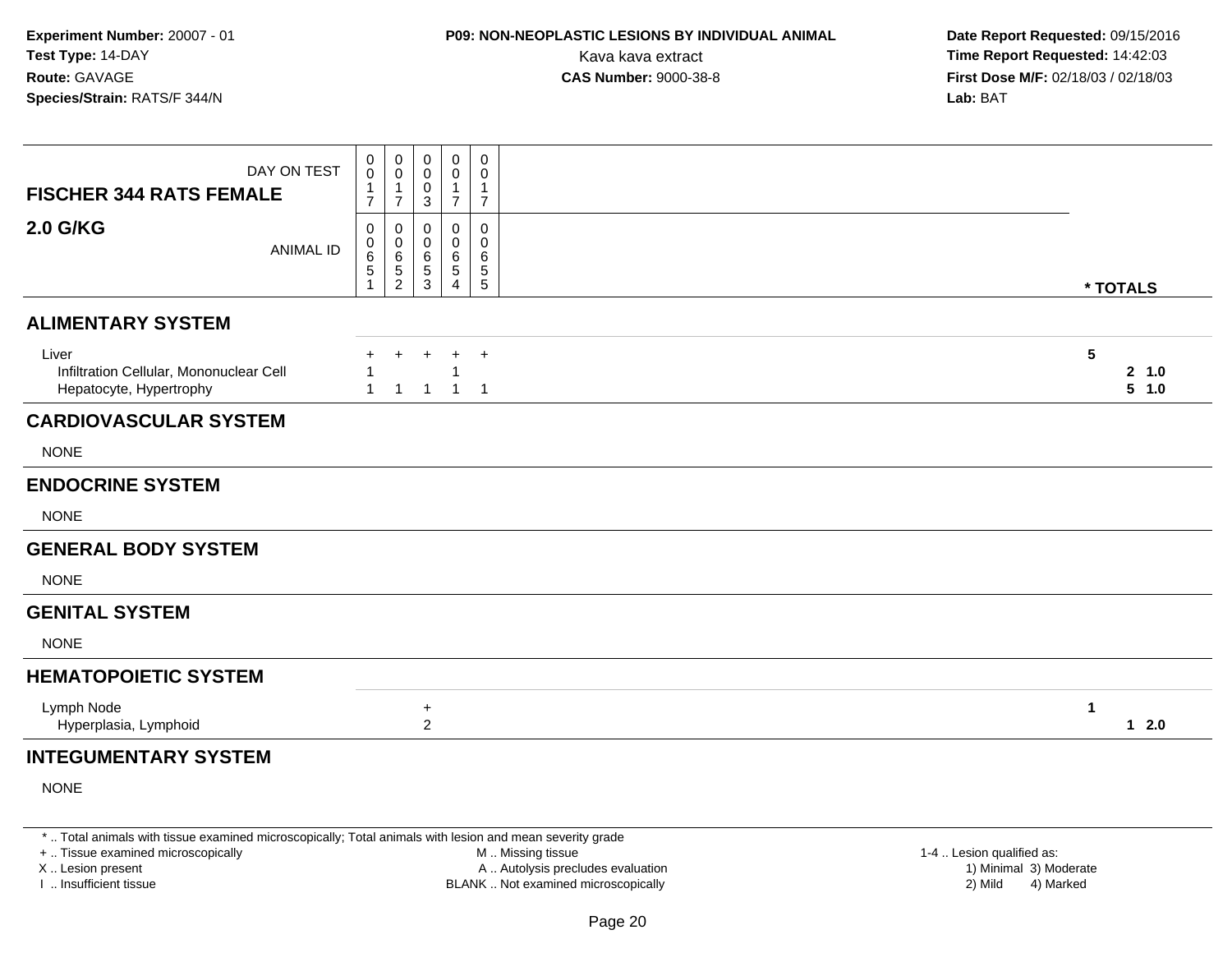**Experiment Number:** 20007 - 01
**Test Type:** 14-DAY
**Route:** GAVAGE
**Species/Strain:** RATS/F 344/N

**P09: NON-NEOPLASTIC LESIONS BY INDIVIDUAL ANIMAL**
Kava kava extract
**CAS Number:** 9000-38-8

**Date Report Requested:** 09/15/2016
**Time Report Requested:** 14:42:03
**First Dose M/F:** 02/18/03 / 02/18/03
**Lab:** BAT

| **FISCHER 344 RATS FEMALE** DAY ON TEST | 0017 | 0017 | 0003 | 0017 | 0017 | |
|---|---|---|---|---|---|---|
| **2.0 G/KG** ANIMAL ID | 00651 | 00652 | 00653 | 00654 | 00655 | *** TOTALS** |
| **ALIMENTARY SYSTEM** | | | | | | |
| Liver | + | + | + | + | + | 5 |
| Infiltration Cellular, Mononuclear Cell | 1 | | | 1 | | **2 1.0** |
| Hepatocyte, Hypertrophy | 1 | 1 | 1 | 1 | 1 | **5 1.0** |
| **CARDIOVASCULAR SYSTEM** | | | | | | |
| NONE | | | | | | |
| **ENDOCRINE SYSTEM** | | | | | | |
| NONE | | | | | | |
| **GENERAL BODY SYSTEM** | | | | | | |
| NONE | | | | | | |
| **GENITAL SYSTEM** | | | | | | |
| NONE | | | | | | |
| **HEMATOPOIETIC SYSTEM** | | | | | | |
| Lymph Node | | | + | | | 1 |
| Hyperplasia, Lymphoid | | | 2 | | | **1 2.0** |
| **INTEGUMENTARY SYSTEM** | | | | | | |
| NONE | | | | | | |

\* .. Total animals with tissue examined microscopically; Total animals with lesion and mean severity grade
\+ .. Tissue examined microscopically
X .. Lesion present
I .. Insufficient tissue
M .. Missing tissue
A .. Autolysis precludes evaluation
BLANK .. Not examined microscopically
1-4 .. Lesion qualified as:
1) Minimal 3) Moderate
2) Mild 4) Marked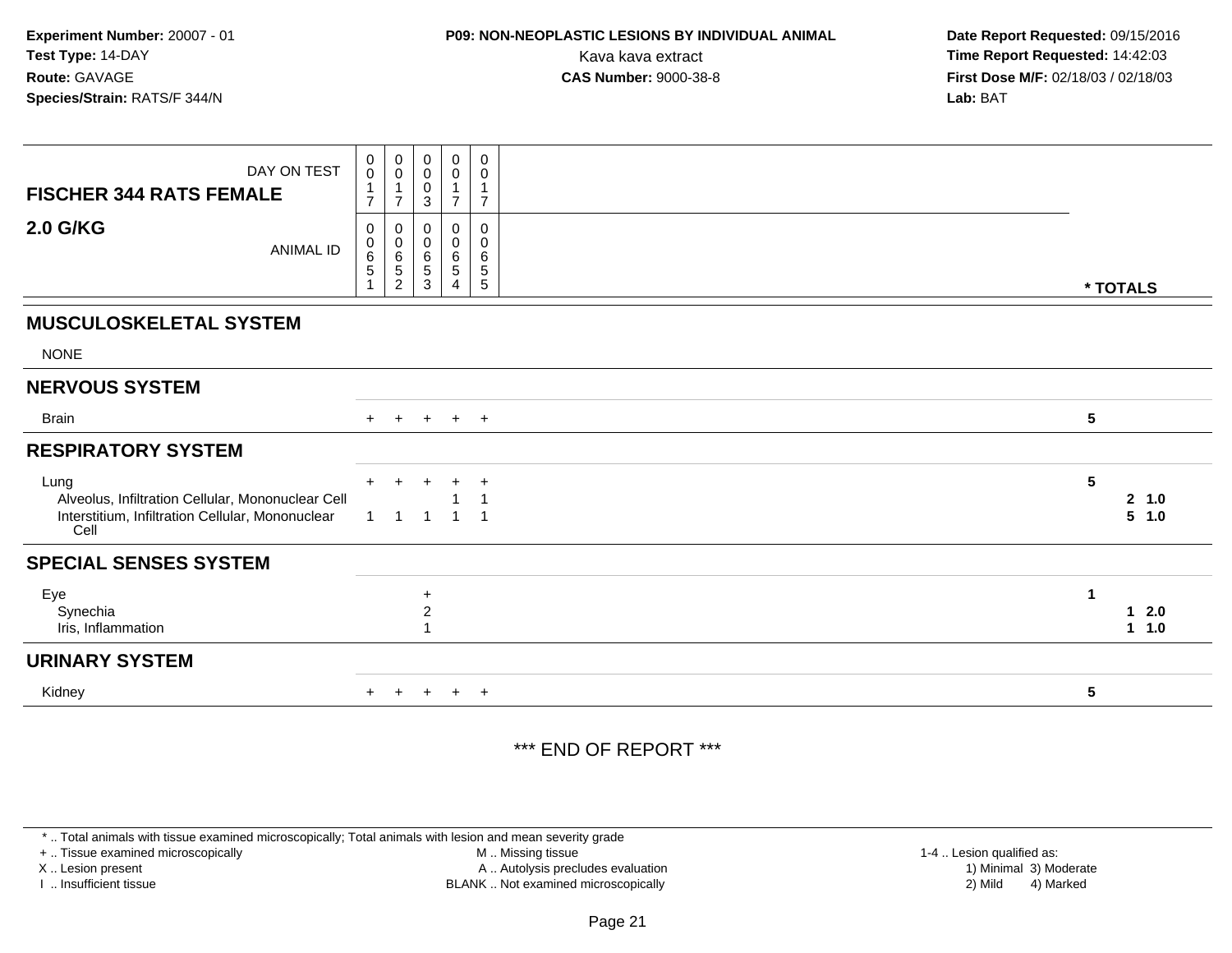**Experiment Number:** 20007 - 01
**Test Type:** 14-DAY
**Route:** GAVAGE
**Species/Strain:** RATS/F 344/N

**P09: NON-NEOPLASTIC LESIONS BY INDIVIDUAL ANIMAL**
Kava kava extract
**CAS Number:** 9000-38-8

**Date Report Requested:** 09/15/2016
**Time Report Requested:** 14:42:03
**First Dose M/F:** 02/18/03 / 02/18/03
**Lab:** BAT

| FISCHER 344 RATS FEMALE — DAY ON TEST | 0017 | 0017 | 0003 | 0017 | 0017 | | |
|---|---|---|---|---|---|---|---|
| **2.0 G/KG** — ANIMAL ID | 00651 | 00652 | 00653 | 00654 | 00655 | * TOTALS | |
| **MUSCULOSKELETAL SYSTEM** | | | | | | | |
| NONE | | | | | | | |
| **NERVOUS SYSTEM** | | | | | | | |
| Brain | + | + | + | + | + | 5 | |
| **RESPIRATORY SYSTEM** | | | | | | | |
| Lung | + | + | + | + | + | 5 | |
| Alveolus, Infiltration Cellular, Mononuclear Cell | | | | 1 | 1 | 2 | 1.0 |
| Interstitium, Infiltration Cellular, Mononuclear Cell | 1 | 1 | 1 | 1 | 1 | 5 | 1.0 |
| **SPECIAL SENSES SYSTEM** | | | | | | | |
| Eye | | | + | | | 1 | |
| Synechia | | | 2 | | | 1 | 2.0 |
| Iris, Inflammation | | | 1 | | | 1 | 1.0 |
| **URINARY SYSTEM** | | | | | | | |
| Kidney | + | + | + | + | + | 5 | |

*** END OF REPORT ***

* .. Total animals with tissue examined microscopically; Total animals with lesion and mean severity grade
+ .. Tissue examined microscopically
X .. Lesion present
I .. Insufficient tissue
M .. Missing tissue
A .. Autolysis precludes evaluation
BLANK .. Not examined microscopically
1-4 .. Lesion qualified as:
1) Minimal 3) Moderate
2) Mild 4) Marked